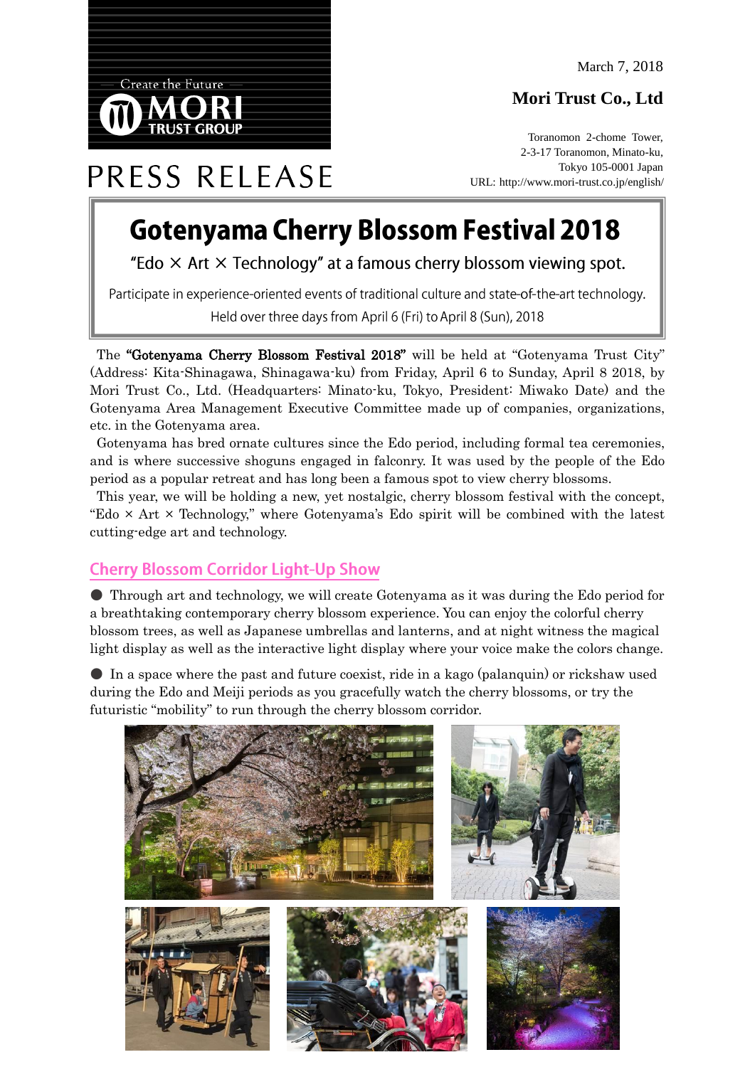Create the Future
MORI TRUST GROUP

PRESS RELEASE

March 7, 2018

**Mori Trust Co., Ltd**

Toranomon 2-chome Tower,
2-3-17 Toranomon, Minato-ku,
Tokyo 105-0001 Japan
URL: http://www.mori-trust.co.jp/english/

# Gotenyama Cherry Blossom Festival 2018

"Edo × Art × Technology" at a famous cherry blossom viewing spot.

Participate in experience-oriented events of traditional culture and state-of-the-art technology.

Held over three days from April 6 (Fri) to April 8 (Sun), 2018

The **"Gotenyama Cherry Blossom Festival 2018"** will be held at "Gotenyama Trust City" (Address: Kita-Shinagawa, Shinagawa-ku) from Friday, April 6 to Sunday, April 8 2018, by Mori Trust Co., Ltd. (Headquarters: Minato-ku, Tokyo, President: Miwako Date) and the Gotenyama Area Management Executive Committee made up of companies, organizations, etc. in the Gotenyama area.

Gotenyama has bred ornate cultures since the Edo period, including formal tea ceremonies, and is where successive shoguns engaged in falconry. It was used by the people of the Edo period as a popular retreat and has long been a famous spot to view cherry blossoms.

This year, we will be holding a new, yet nostalgic, cherry blossom festival with the concept, "Edo × Art × Technology," where Gotenyama's Edo spirit will be combined with the latest cutting-edge art and technology.

## Cherry Blossom Corridor Light-Up Show

● Through art and technology, we will create Gotenyama as it was during the Edo period for a breathtaking contemporary cherry blossom experience. You can enjoy the colorful cherry blossom trees, as well as Japanese umbrellas and lanterns, and at night witness the magical light display as well as the interactive light display where your voice make the colors change.

● In a space where the past and future coexist, ride in a kago (palanquin) or rickshaw used during the Edo and Meiji periods as you gracefully watch the cherry blossoms, or try the futuristic "mobility" to run through the cherry blossom corridor.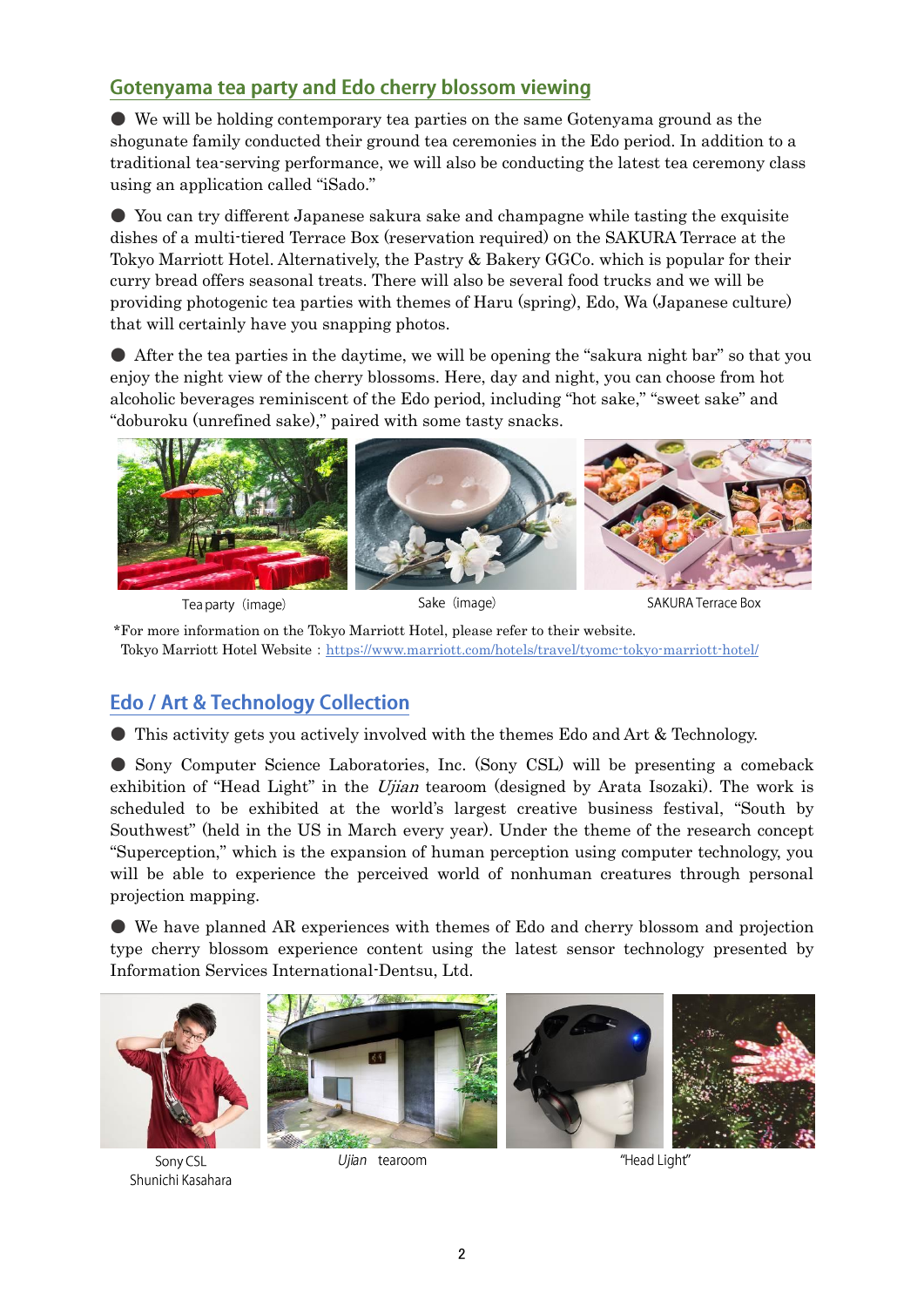## Gotenyama tea party and Edo cherry blossom viewing

● We will be holding contemporary tea parties on the same Gotenyama ground as the shogunate family conducted their ground tea ceremonies in the Edo period. In addition to a traditional tea-serving performance, we will also be conducting the latest tea ceremony class using an application called "iSado."

● You can try different Japanese sakura sake and champagne while tasting the exquisite dishes of a multi-tiered Terrace Box (reservation required) on the SAKURA Terrace at the Tokyo Marriott Hotel. Alternatively, the Pastry & Bakery GGCo. which is popular for their curry bread offers seasonal treats. There will also be several food trucks and we will be providing photogenic tea parties with themes of Haru (spring), Edo, Wa (Japanese culture) that will certainly have you snapping photos.

● After the tea parties in the daytime, we will be opening the "sakura night bar" so that you enjoy the night view of the cherry blossoms. Here, day and night, you can choose from hot alcoholic beverages reminiscent of the Edo period, including "hot sake," "sweet sake" and "doburoku (unrefined sake)," paired with some tasty snacks.

Tea party (image)　　Sake (image)　　SAKURA Terrace Box

*For more information on the Tokyo Marriott Hotel, please refer to their website.
Tokyo Marriott Hotel Website：https://www.marriott.com/hotels/travel/tyomc-tokyo-marriott-hotel/

## Edo / Art & Technology Collection

● This activity gets you actively involved with the themes Edo and Art & Technology.

● Sony Computer Science Laboratories, Inc. (Sony CSL) will be presenting a comeback exhibition of "Head Light" in the *Ujian* tearoom (designed by Arata Isozaki). The work is scheduled to be exhibited at the world's largest creative business festival, "South by Southwest" (held in the US in March every year). Under the theme of the research concept "Superception," which is the expansion of human perception using computer technology, you will be able to experience the perceived world of nonhuman creatures through personal projection mapping.

● We have planned AR experiences with themes of Edo and cherry blossom and projection type cherry blossom experience content using the latest sensor technology presented by Information Services International-Dentsu, Ltd.

Sony CSL
Shunichi Kasahara　　*Ujian* tearoom　　"Head Light"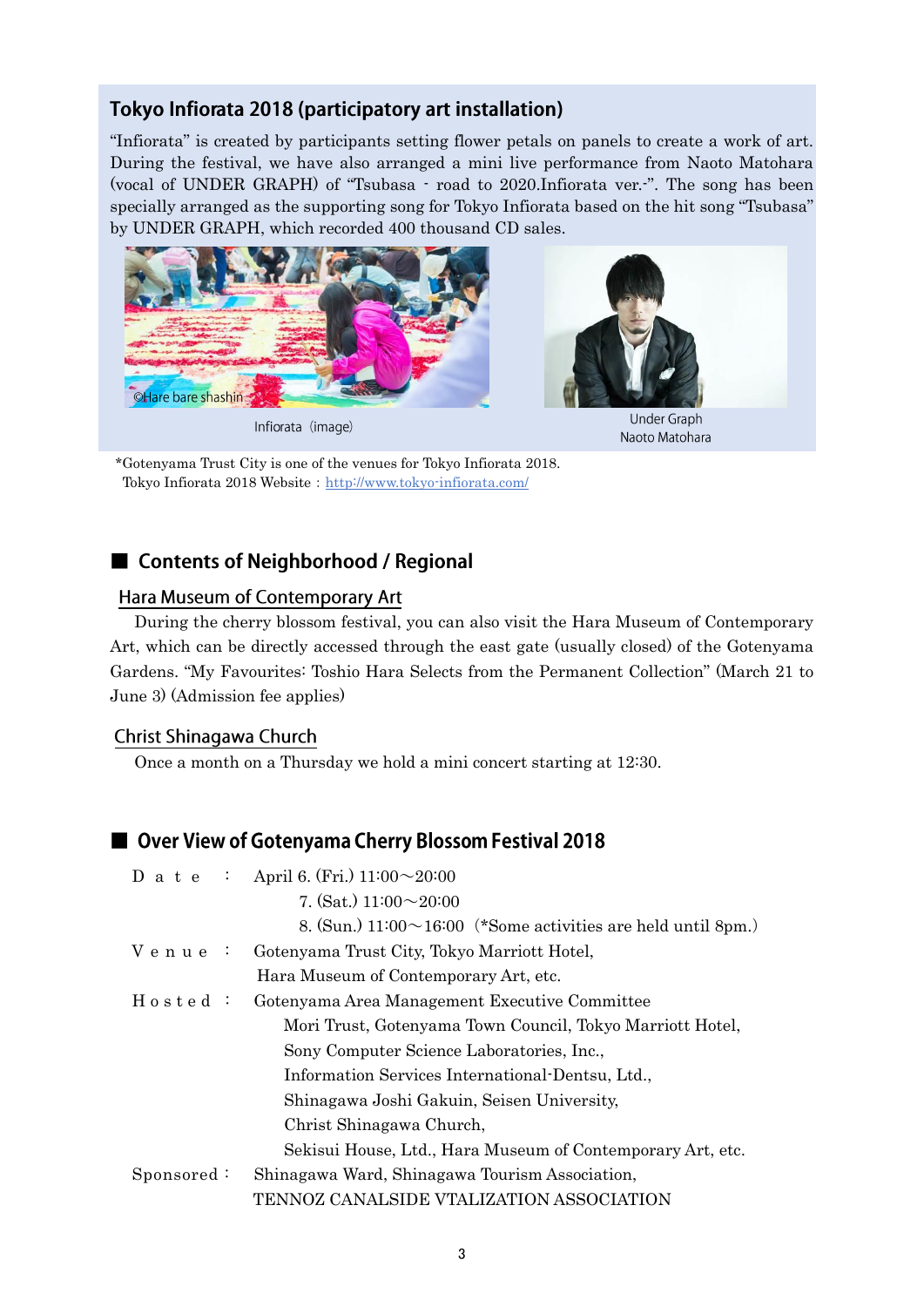## Tokyo Infiorata 2018 (participatory art installation)

"Infiorata" is created by participants setting flower petals on panels to create a work of art. During the festival, we have also arranged a mini live performance from Naoto Matohara (vocal of UNDER GRAPH) of "Tsubasa - road to 2020.Infiorata ver.-". The song has been specially arranged as the supporting song for Tokyo Infiorata based on the hit song "Tsubasa" by UNDER GRAPH, which recorded 400 thousand CD sales.

©Hare bare shashin

Infiorata（image）

Under Graph
Naoto Matohara

*Gotenyama Trust City is one of the venues for Tokyo Infiorata 2018.
Tokyo Infiorata 2018 Website：http://www.tokyo-infiorata.com/

## ■ Contents of Neighborhood / Regional

### Hara Museum of Contemporary Art

During the cherry blossom festival, you can also visit the Hara Museum of Contemporary Art, which can be directly accessed through the east gate (usually closed) of the Gotenyama Gardens. "My Favourites: Toshio Hara Selects from the Permanent Collection" (March 21 to June 3) (Admission fee applies)

### Christ Shinagawa Church

Once a month on a Thursday we hold a mini concert starting at 12:30.

## ■ Over View of Gotenyama Cherry Blossom Festival 2018

Date ： April 6. (Fri.) 11:00～20:00
7. (Sat.) 11:00～20:00
8. (Sun.) 11:00～16:00（*Some activities are held until 8pm.）

Venue ： Gotenyama Trust City, Tokyo Marriott Hotel,
Hara Museum of Contemporary Art, etc.

Hosted ： Gotenyama Area Management Executive Committee
Mori Trust, Gotenyama Town Council, Tokyo Marriott Hotel,
Sony Computer Science Laboratories, Inc.,
Information Services International-Dentsu, Ltd.,
Shinagawa Joshi Gakuin, Seisen University,
Christ Shinagawa Church,
Sekisui House, Ltd., Hara Museum of Contemporary Art, etc.

Sponsored： Shinagawa Ward, Shinagawa Tourism Association,
TENNOZ CANALSIDE VTALIZATION ASSOCIATION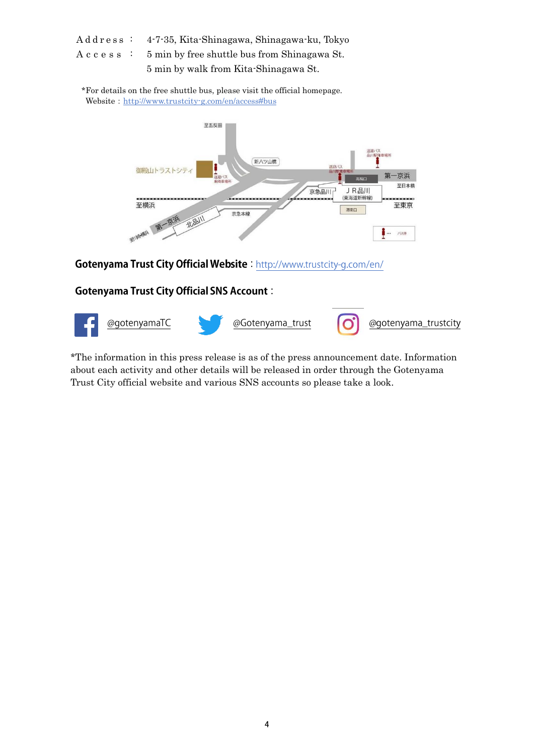Address ： 4-7-35, Kita-Shinagawa, Shinagawa-ku, Tokyo

Access ： 5 min by free shuttle bus from Shinagawa St.
5 min by walk from Kita-Shinagawa St.

*For details on the free shuttle bus, please visit the official homepage.
Website：http://www.trustcity-g.com/en/access#bus

至五反田
新八ツ山橋
御殿山トラストシティ
送迎バス 乗降車場所
送迎バス 品川駅乗車場所
送迎バス 品川駅降車場所
高輪口
第一京浜
至日本橋
京急品川
ＪＲ品川 (東海道新幹線)
港南口
至横浜
至東京
京急本線
第一京浜
北品川
至川崎横浜
…バス停

**Gotenyama Trust City Official Website**：http://www.trustcity-g.com/en/

**Gotenyama Trust City Official SNS Account**：

@gotenyamaTC

@Gotenyama_trust

@gotenyama_trustcity

*The information in this press release is as of the press announcement date. Information about each activity and other details will be released in order through the Gotenyama Trust City official website and various SNS accounts so please take a look.